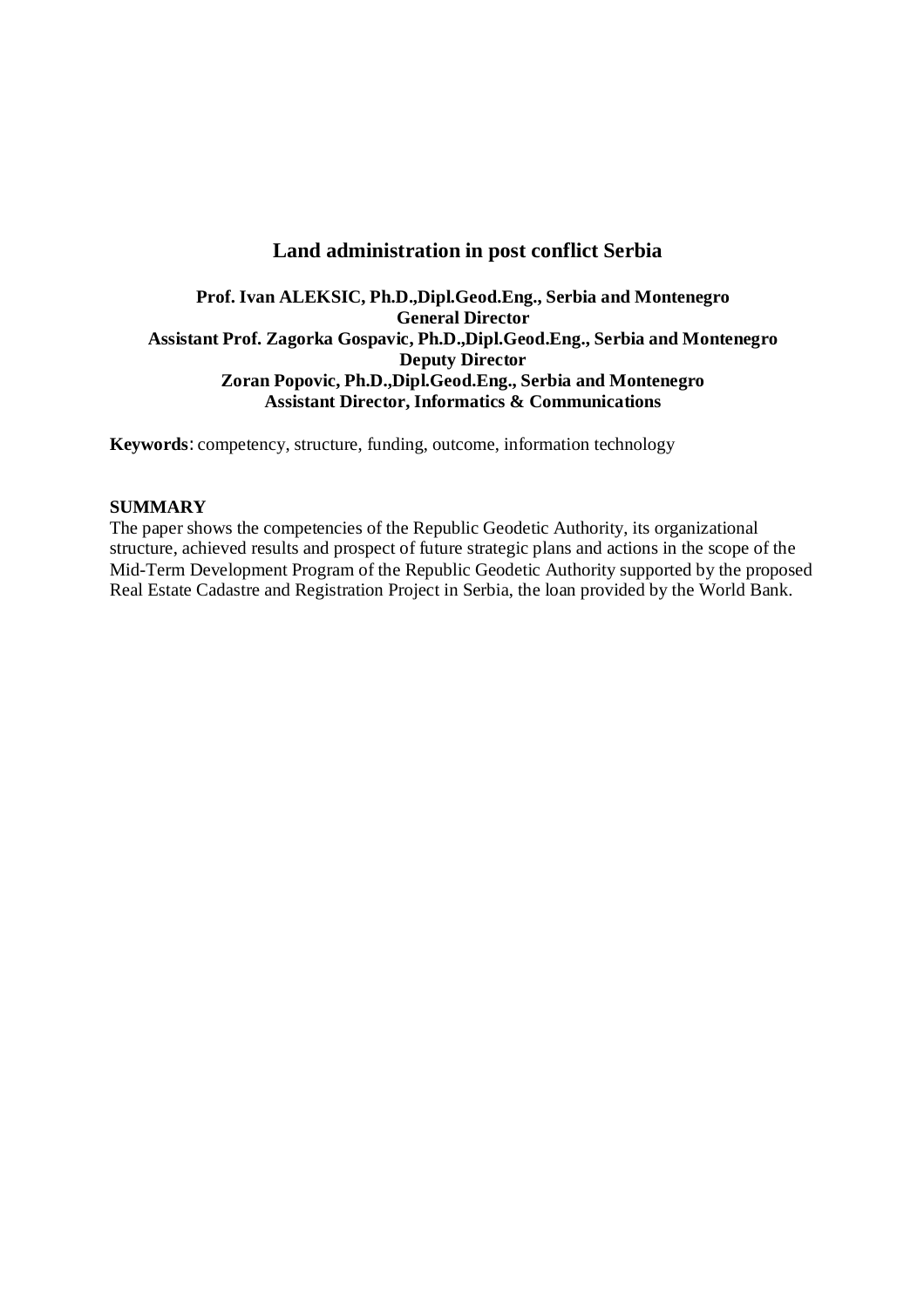# Land administration in post conflict Serbia

**Prof. Ivan ALEKSIC, Ph.D.,Dipl.Geod.Eng., Serbia and Montenegro**
**General Director**
**Assistant Prof. Zagorka Gospavic, Ph.D.,Dipl.Geod.Eng., Serbia and Montenegro**
**Deputy Director**
**Zoran Popovic, Ph.D.,Dipl.Geod.Eng., Serbia and Montenegro**
**Assistant Director, Informatics & Communications**

**Keywords**: competency, structure, funding, outcome, information technology

## SUMMARY

The paper shows the competencies of the Republic Geodetic Authority, its organizational structure, achieved results and prospect of future strategic plans and actions in the scope of the Mid-Term Development Program of the Republic Geodetic Authority supported by the proposed Real Estate Cadastre and Registration Project in Serbia, the loan provided by the World Bank.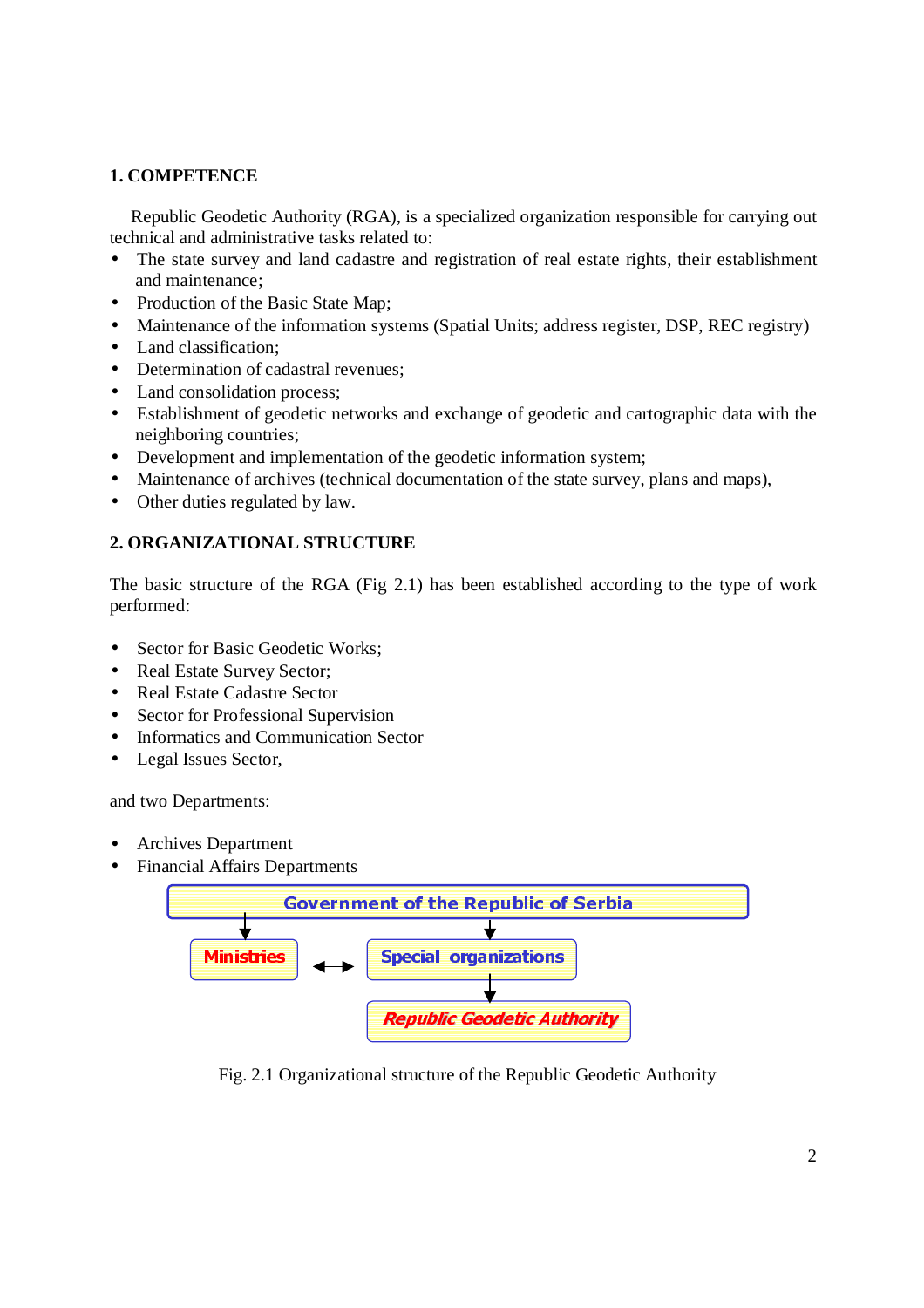## 1. COMPETENCE

Republic Geodetic Authority (RGA), is a specialized organization responsible for carrying out technical and administrative tasks related to:

- The state survey and land cadastre and registration of real estate rights, their establishment and maintenance;
- Production of the Basic State Map;
- Maintenance of the information systems (Spatial Units; address register, DSP, REC registry)
- Land classification;
- Determination of cadastral revenues;
- Land consolidation process;
- Establishment of geodetic networks and exchange of geodetic and cartographic data with the neighboring countries;
- Development and implementation of the geodetic information system;
- Maintenance of archives (technical documentation of the state survey, plans and maps),
- Other duties regulated by law.

## 2. ORGANIZATIONAL STRUCTURE

The basic structure of the RGA (Fig 2.1) has been established according to the type of work performed:

- Sector for Basic Geodetic Works;
- Real Estate Survey Sector;
- Real Estate Cadastre Sector
- Sector for Professional Supervision
- Informatics and Communication Sector
- Legal Issues Sector,

and two Departments:

- Archives Department
- Financial Affairs Departments

Government of the Republic of Serbia

Ministries ↔ Special organizations

Republic Geodetic Authority

Fig. 2.1 Organizational structure of the Republic Geodetic Authority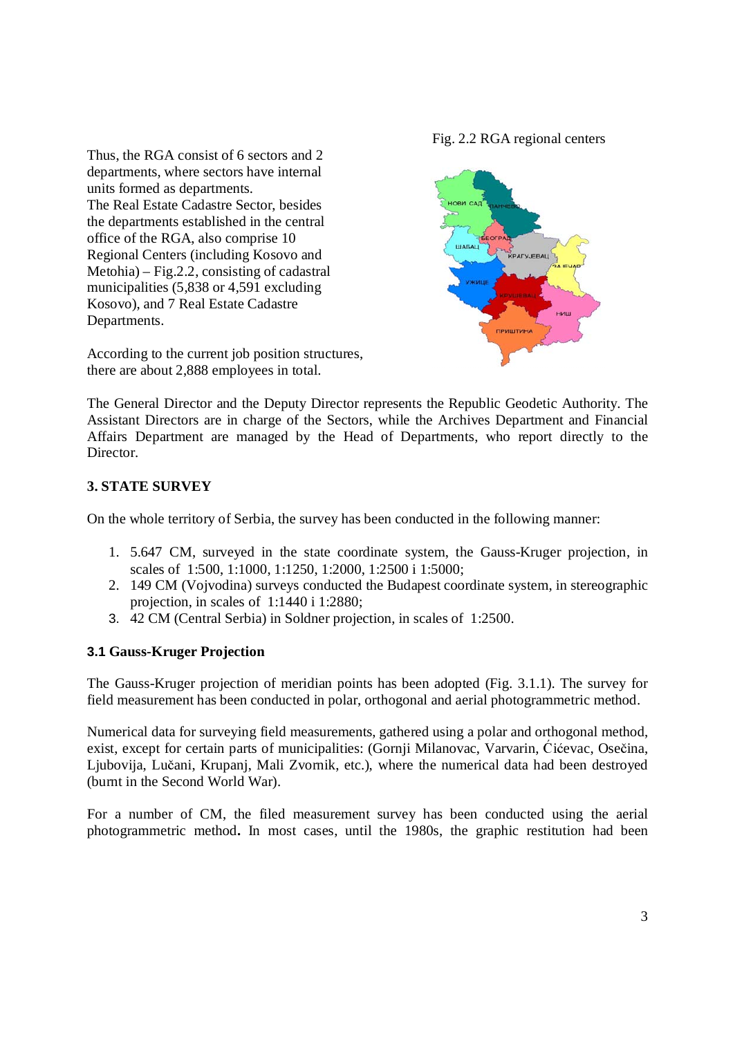Thus, the RGA consist of 6 sectors and 2 departments, where sectors have internal units formed as departments.
The Real Estate Cadastre Sector, besides the departments established in the central office of the RGA, also comprise 10 Regional Centers (including Kosovo and Metohia) – Fig.2.2, consisting of cadastral municipalities (5,838 or 4,591 excluding Kosovo), and 7 Real Estate Cadastre Departments.

According to the current job position structures, there are about 2,888 employees in total.

Fig. 2.2 RGA regional centers

The General Director and the Deputy Director represents the Republic Geodetic Authority. The Assistant Directors are in charge of the Sectors, while the Archives Department and Financial Affairs Department are managed by the Head of Departments, who report directly to the Director.

## 3. STATE SURVEY

On the whole territory of Serbia, the survey has been conducted in the following manner:

1. 5.647 CM, surveyed in the state coordinate system, the Gauss-Kruger projection, in scales of 1:500, 1:1000, 1:1250, 1:2000, 1:2500 i 1:5000;
2. 149 CM (Vojvodina) surveys conducted the Budapest coordinate system, in stereographic projection, in scales of 1:1440 i 1:2880;
3. 42 CM (Central Serbia) in Soldner projection, in scales of 1:2500.

### 3.1 Gauss-Kruger Projection

The Gauss-Kruger projection of meridian points has been adopted (Fig. 3.1.1). The survey for field measurement has been conducted in polar, orthogonal and aerial photogrammetric method.

Numerical data for surveying field measurements, gathered using a polar and orthogonal method, exist, except for certain parts of municipalities: (Gornji Milanovac, Varvarin, Ćićevac, Osečina, Ljubovija, Lučani, Krupanj, Mali Zvornik, etc.), where the numerical data had been destroyed (burnt in the Second World War).

For a number of CM, the filed measurement survey has been conducted using the aerial photogrammetric method**.** In most cases, until the 1980s, the graphic restitution had been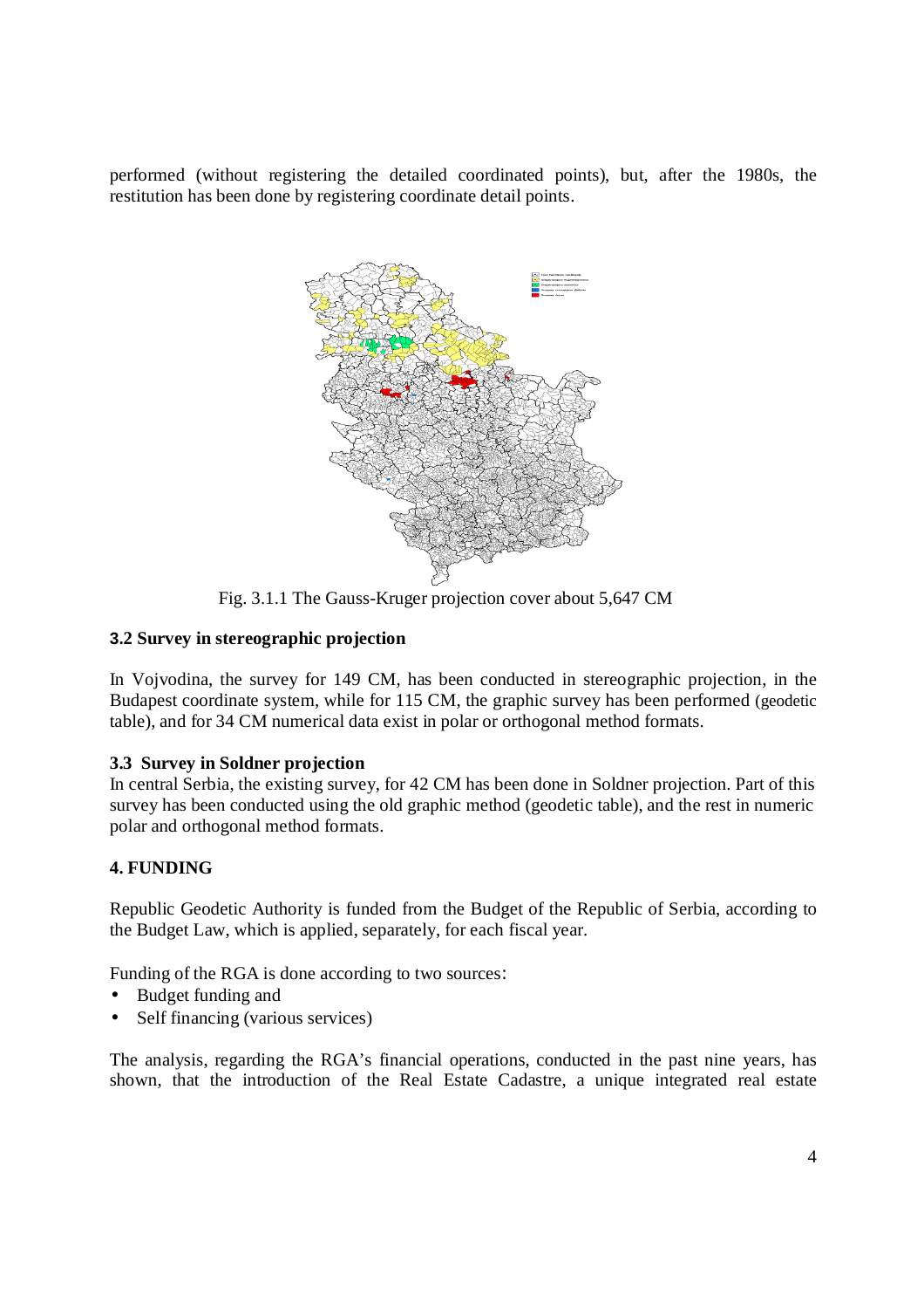performed (without registering the detailed coordinated points), but, after the 1980s, the restitution has been done by registering coordinate detail points.

Fig. 3.1.1 The Gauss-Kruger projection cover about 5,647 CM

### 3.2 Survey in stereographic projection

In Vojvodina, the survey for 149 CM, has been conducted in stereographic projection, in the Budapest coordinate system, while for 115 CM, the graphic survey has been performed (geodetic table), and for 34 CM numerical data exist in polar or orthogonal method formats.

### 3.3 Survey in Soldner projection

In central Serbia, the existing survey, for 42 CM has been done in Soldner projection. Part of this survey has been conducted using the old graphic method (geodetic table), and the rest in numeric polar and orthogonal method formats.

## 4. FUNDING

Republic Geodetic Authority is funded from the Budget of the Republic of Serbia, according to the Budget Law, which is applied, separately, for each fiscal year.

Funding of the RGA is done according to two sources:

- Budget funding and
- Self financing (various services)

The analysis, regarding the RGA's financial operations, conducted in the past nine years, has shown, that the introduction of the Real Estate Cadastre, a unique integrated real estate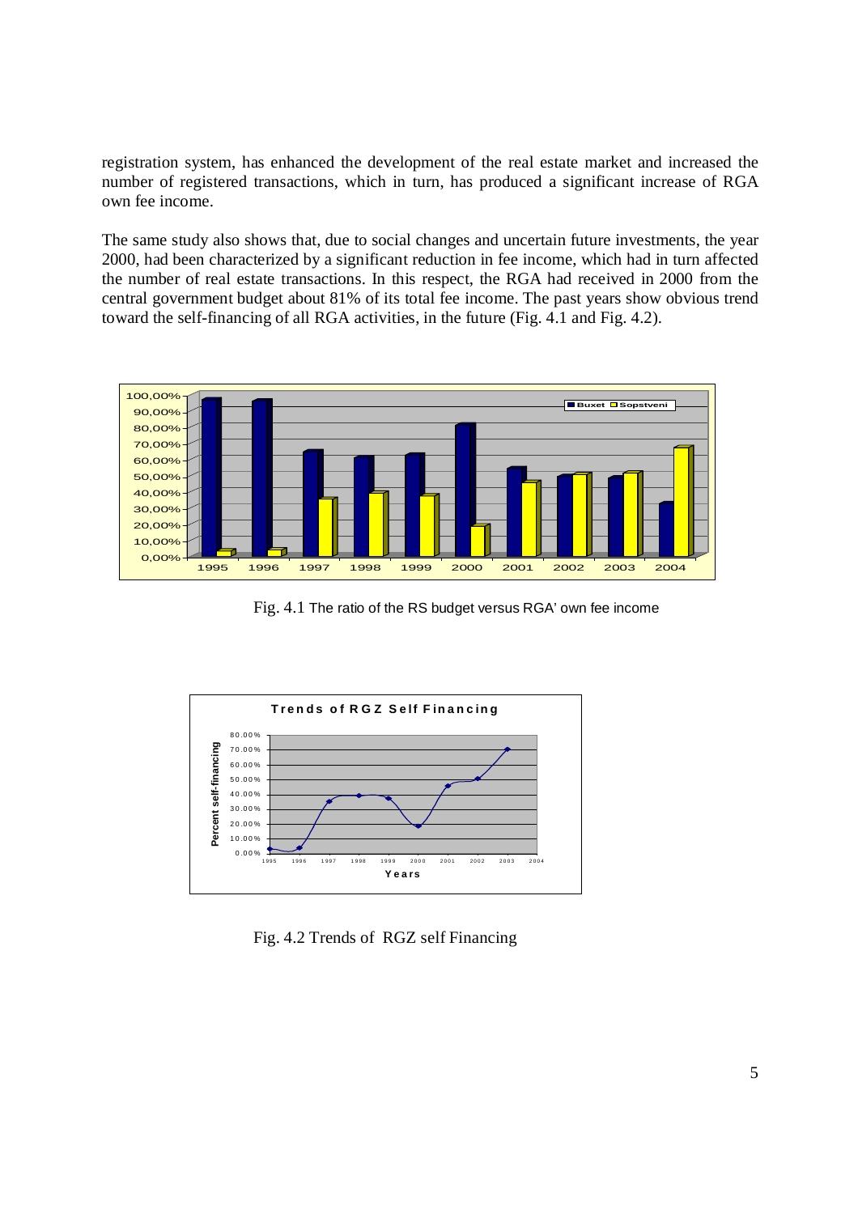registration system, has enhanced the development of the real estate market and increased the number of registered transactions, which in turn, has produced a significant increase of RGA own fee income.

The same study also shows that, due to social changes and uncertain future investments, the year 2000, had been characterized by a significant reduction in fee income, which had in turn affected the number of real estate transactions. In this respect, the RGA had received in 2000 from the central government budget about 81% of its total fee income. The past years show obvious trend toward the self-financing of all RGA activities, in the future (Fig. 4.1 and Fig. 4.2).

Fig. 4.1 The ratio of the RS budget versus RGA' own fee income

Fig. 4.2 Trends of RGZ self Financing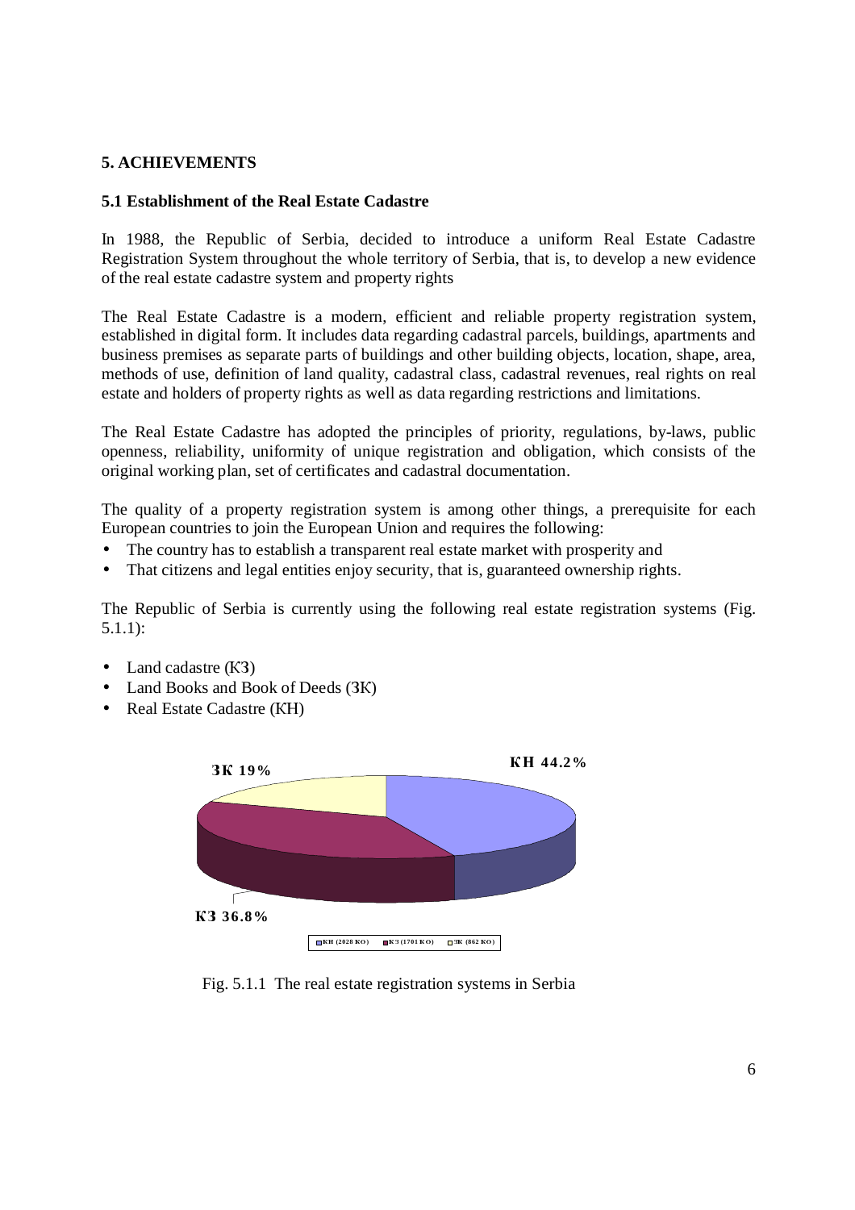## 5. ACHIEVEMENTS

### 5.1 Establishment of the Real Estate Cadastre

In 1988, the Republic of Serbia, decided to introduce a uniform Real Estate Cadastre Registration System throughout the whole territory of Serbia, that is, to develop a new evidence of the real estate cadastre system and property rights

The Real Estate Cadastre is a modern, efficient and reliable property registration system, established in digital form. It includes data regarding cadastral parcels, buildings, apartments and business premises as separate parts of buildings and other building objects, location, shape, area, methods of use, definition of land quality, cadastral class, cadastral revenues, real rights on real estate and holders of property rights as well as data regarding restrictions and limitations.

The Real Estate Cadastre has adopted the principles of priority, regulations, by-laws, public openness, reliability, uniformity of unique registration and obligation, which consists of the original working plan, set of certificates and cadastral documentation.

The quality of a property registration system is among other things, a prerequisite for each European countries to join the European Union and requires the following:

- The country has to establish a transparent real estate market with prosperity and
- That citizens and legal entities enjoy security, that is, guaranteed ownership rights.

The Republic of Serbia is currently using the following real estate registration systems (Fig. 5.1.1):

- Land cadastre (КЗ)
- Land Books and Book of Deeds (ЗК)
- Real Estate Cadastre (КН)

ЗК 19%

КН 44.2%

КЗ 36.8%

КН (2028 КО) КЗ (1701 КО) ЗК (862 КО)

Fig. 5.1.1 The real estate registration systems in Serbia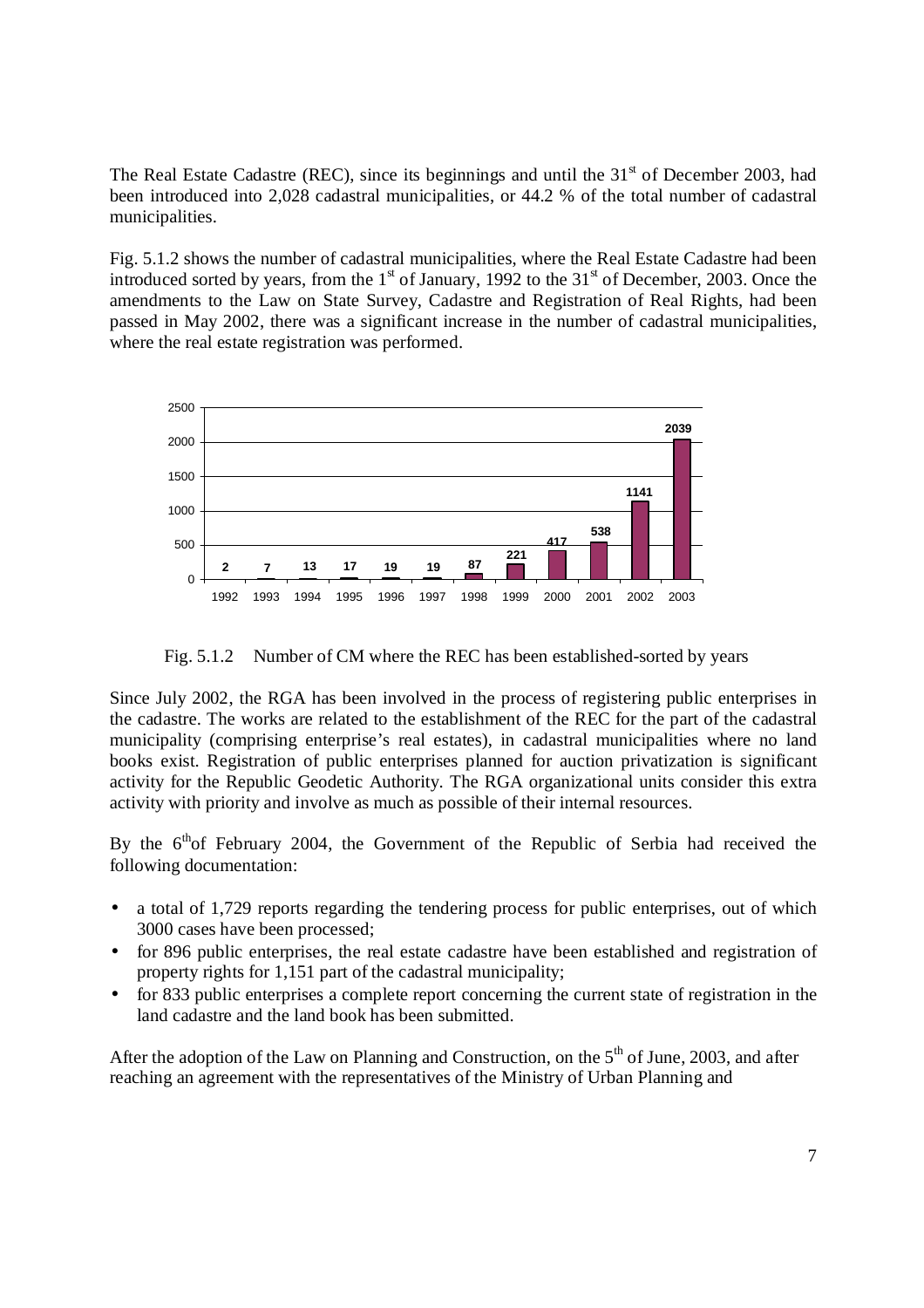The Real Estate Cadastre (REC), since its beginnings and until the 31st of December 2003, had been introduced into 2,028 cadastral municipalities, or 44.2 % of the total number of cadastral municipalities.

Fig. 5.1.2 shows the number of cadastral municipalities, where the Real Estate Cadastre had been introduced sorted by years, from the 1st of January, 1992 to the 31st of December, 2003. Once the amendments to the Law on State Survey, Cadastre and Registration of Real Rights, had been passed in May 2002, there was a significant increase in the number of cadastral municipalities, where the real estate registration was performed.

| Year | 1992 | 1993 | 1994 | 1995 | 1996 | 1997 | 1998 | 1999 | 2000 | 2001 | 2002 | 2003 |
|---|---|---|---|---|---|---|---|---|---|---|---|---|
| Number of CM | 2 | 7 | 13 | 17 | 19 | 19 | 87 | 221 | 417 | 538 | 1141 | 2039 |

Fig. 5.1.2 Number of CM where the REC has been established-sorted by years

Since July 2002, the RGA has been involved in the process of registering public enterprises in the cadastre. The works are related to the establishment of the REC for the part of the cadastral municipality (comprising enterprise's real estates), in cadastral municipalities where no land books exist. Registration of public enterprises planned for auction privatization is significant activity for the Republic Geodetic Authority. The RGA organizational units consider this extra activity with priority and involve as much as possible of their internal resources.

By the 6th of February 2004, the Government of the Republic of Serbia had received the following documentation:

- a total of 1,729 reports regarding the tendering process for public enterprises, out of which 3000 cases have been processed;
- for 896 public enterprises, the real estate cadastre have been established and registration of property rights for 1,151 part of the cadastral municipality;
- for 833 public enterprises a complete report concerning the current state of registration in the land cadastre and the land book has been submitted.

After the adoption of the Law on Planning and Construction, on the 5th of June, 2003, and after reaching an agreement with the representatives of the Ministry of Urban Planning and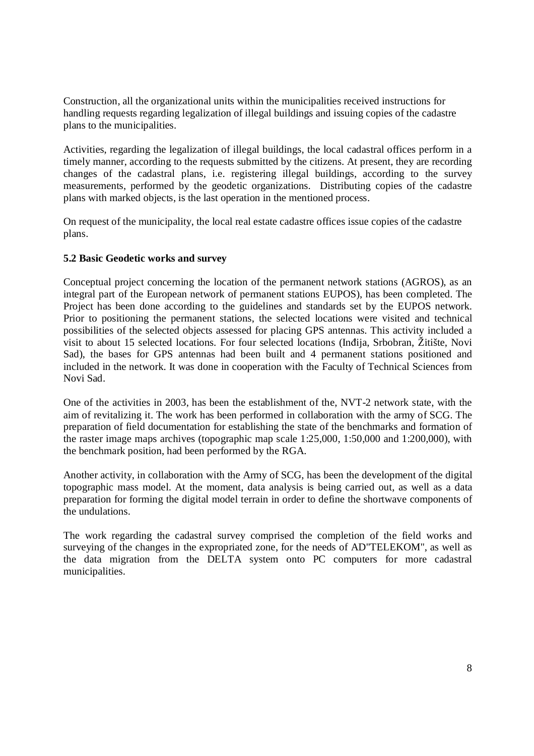Construction, all the organizational units within the municipalities received instructions for handling requests regarding legalization of illegal buildings and issuing copies of the cadastre plans to the municipalities.

Activities, regarding the legalization of illegal buildings, the local cadastral offices perform in a timely manner, according to the requests submitted by the citizens. At present, they are recording changes of the cadastral plans, i.e. registering illegal buildings, according to the survey measurements, performed by the geodetic organizations. Distributing copies of the cadastre plans with marked objects, is the last operation in the mentioned process.

On request of the municipality, the local real estate cadastre offices issue copies of the cadastre plans.

**5.2 Basic Geodetic works and survey**

Conceptual project concerning the location of the permanent network stations (AGROS), as an integral part of the European network of permanent stations EUPOS), has been completed. The Project has been done according to the guidelines and standards set by the EUPOS network. Prior to positioning the permanent stations, the selected locations were visited and technical possibilities of the selected objects assessed for placing GPS antennas. This activity included a visit to about 15 selected locations. For four selected locations (Inđija, Srbobran, Žitište, Novi Sad), the bases for GPS antennas had been built and 4 permanent stations positioned and included in the network. It was done in cooperation with the Faculty of Technical Sciences from Novi Sad.

One of the activities in 2003, has been the establishment of the, NVT-2 network state, with the aim of revitalizing it. The work has been performed in collaboration with the army of SCG. The preparation of field documentation for establishing the state of the benchmarks and formation of the raster image maps archives (topographic map scale 1:25,000, 1:50,000 and 1:200,000), with the benchmark position, had been performed by the RGA.

Another activity, in collaboration with the Army of SCG, has been the development of the digital topographic mass model. At the moment, data analysis is being carried out, as well as a data preparation for forming the digital model terrain in order to define the shortwave components of the undulations.

The work regarding the cadastral survey comprised the completion of the field works and surveying of the changes in the expropriated zone, for the needs of AD"TELEKOM", as well as the data migration from the DELTA system onto PC computers for more cadastral municipalities.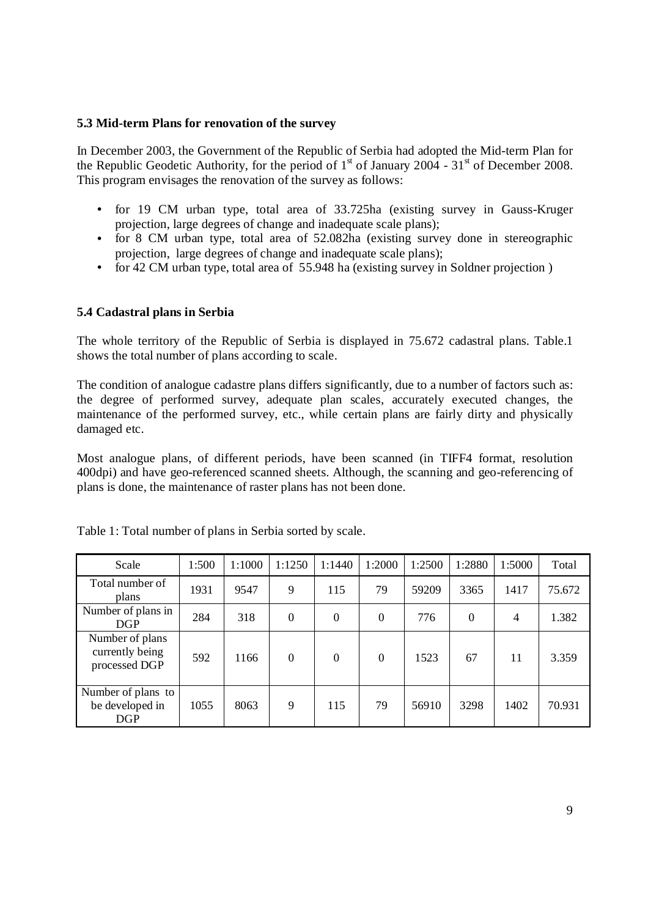### 5.3 Mid-term Plans for renovation of the survey

In December 2003, the Government of the Republic of Serbia had adopted the Mid-term Plan for the Republic Geodetic Authority, for the period of 1st of January 2004 - 31st of December 2008. This program envisages the renovation of the survey as follows:

- for 19 CM urban type, total area of 33.725ha (existing survey in Gauss-Kruger projection, large degrees of change and inadequate scale plans);
- for 8 CM urban type, total area of 52.082ha (existing survey done in stereographic projection, large degrees of change and inadequate scale plans);
- for 42 CM urban type, total area of 55.948 ha (existing survey in Soldner projection )

### 5.4 Cadastral plans in Serbia

The whole territory of the Republic of Serbia is displayed in 75.672 cadastral plans. Table.1 shows the total number of plans according to scale.

The condition of analogue cadastre plans differs significantly, due to a number of factors such as: the degree of performed survey, adequate plan scales, accurately executed changes, the maintenance of the performed survey, etc., while certain plans are fairly dirty and physically damaged etc.

Most analogue plans, of different periods, have been scanned (in TIFF4 format, resolution 400dpi) and have geo-referenced scanned sheets. Although, the scanning and geo-referencing of plans is done, the maintenance of raster plans has not been done.

Table 1: Total number of plans in Serbia sorted by scale.

| Scale | 1:500 | 1:1000 | 1:1250 | 1:1440 | 1:2000 | 1:2500 | 1:2880 | 1:5000 | Total |
|---|---|---|---|---|---|---|---|---|---|
| Total number of plans | 1931 | 9547 | 9 | 115 | 79 | 59209 | 3365 | 1417 | 75.672 |
| Number of plans in DGP | 284 | 318 | 0 | 0 | 0 | 776 | 0 | 4 | 1.382 |
| Number of plans currently being processed DGP | 592 | 1166 | 0 | 0 | 0 | 1523 | 67 | 11 | 3.359 |
| Number of plans to be developed in DGP | 1055 | 8063 | 9 | 115 | 79 | 56910 | 3298 | 1402 | 70.931 |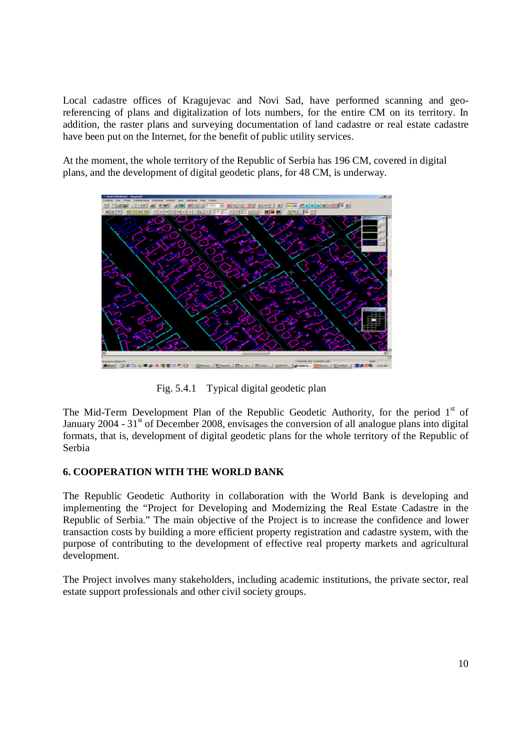Local cadastre offices of Kragujevac and Novi Sad, have performed scanning and geo-referencing of plans and digitalization of lots numbers, for the entire CM on its territory. In addition, the raster plans and surveying documentation of land cadastre or real estate cadastre have been put on the Internet, for the benefit of public utility services.

At the moment, the whole territory of the Republic of Serbia has 196 CM, covered in digital plans, and the development of digital geodetic plans, for 48 CM, is underway.

Fig. 5.4.1 Typical digital geodetic plan

The Mid-Term Development Plan of the Republic Geodetic Authority, for the period 1st of January 2004 - 31st of December 2008, envisages the conversion of all analogue plans into digital formats, that is, development of digital geodetic plans for the whole territory of the Republic of Serbia

## 6. COOPERATION WITH THE WORLD BANK

The Republic Geodetic Authority in collaboration with the World Bank is developing and implementing the "Project for Developing and Modernizing the Real Estate Cadastre in the Republic of Serbia." The main objective of the Project is to increase the confidence and lower transaction costs by building a more efficient property registration and cadastre system, with the purpose of contributing to the development of effective real property markets and agricultural development.

The Project involves many stakeholders, including academic institutions, the private sector, real estate support professionals and other civil society groups.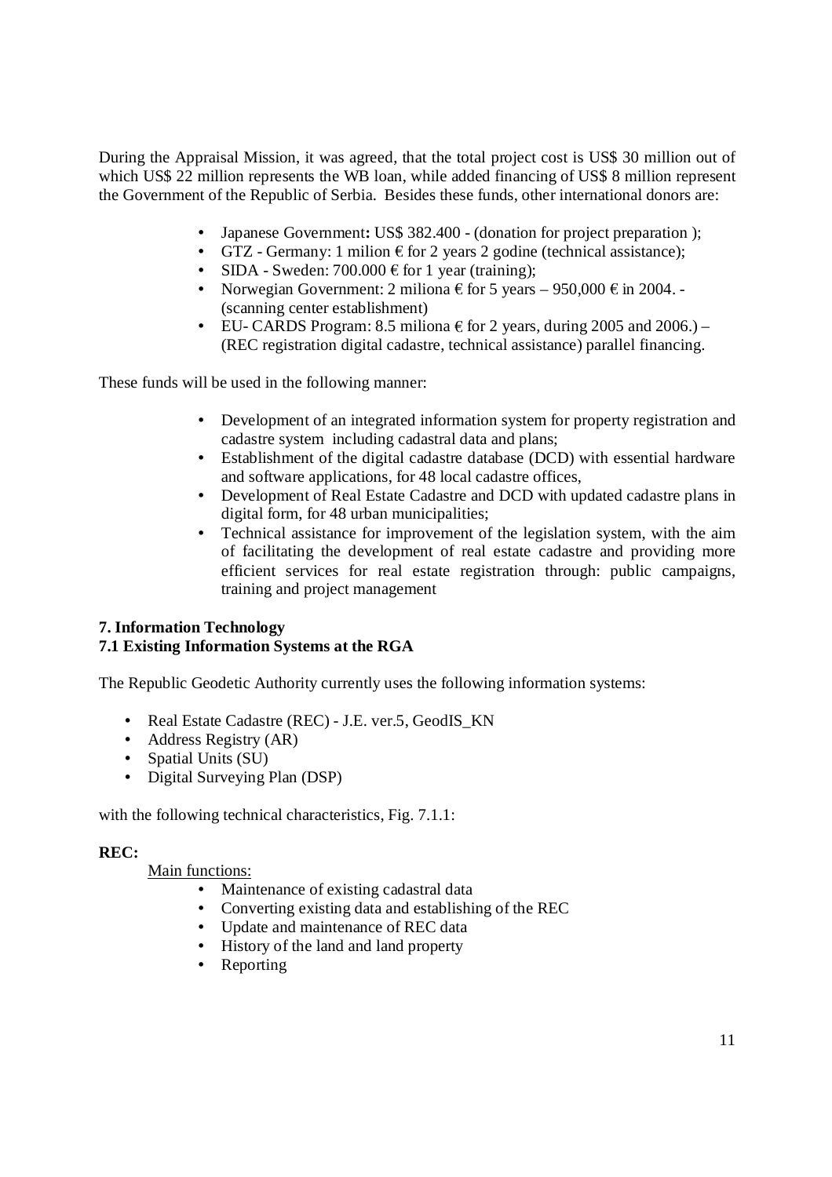During the Appraisal Mission, it was agreed, that the total project cost is US$ 30 million out of which US$ 22 million represents the WB loan, while added financing of US$ 8 million represent the Government of the Republic of Serbia. Besides these funds, other international donors are:

- Japanese Government**:** US$ 382.400 - (donation for project preparation );
- GTZ - Germany: 1 milion € for 2 years 2 godine (technical assistance);
- SIDA - Sweden: 700.000 € for 1 year (training);
- Norwegian Government: 2 miliona € for 5 years – 950,000 € in 2004. - (scanning center establishment)
- EU- CARDS Program: 8.5 miliona € for 2 years, during 2005 and 2006.) – (REC registration digital cadastre, technical assistance) parallel financing.

These funds will be used in the following manner:

- Development of an integrated information system for property registration and cadastre system including cadastral data and plans;
- Establishment of the digital cadastre database (DCD) with essential hardware and software applications, for 48 local cadastre offices,
- Development of Real Estate Cadastre and DCD with updated cadastre plans in digital form, for 48 urban municipalities;
- Technical assistance for improvement of the legislation system, with the aim of facilitating the development of real estate cadastre and providing more efficient services for real estate registration through: public campaigns, training and project management

## 7. Information Technology

### 7.1 Existing Information Systems at the RGA

The Republic Geodetic Authority currently uses the following information systems:

- Real Estate Cadastre (REC) - J.E. ver.5, GeodIS_KN
- Address Registry (AR)
- Spatial Units (SU)
- Digital Surveying Plan (DSP)

with the following technical characteristics, Fig. 7.1.1:

**REC:**

Main functions:

- Maintenance of existing cadastral data
- Converting existing data and establishing of the REC
- Update and maintenance of REC data
- History of the land and land property
- Reporting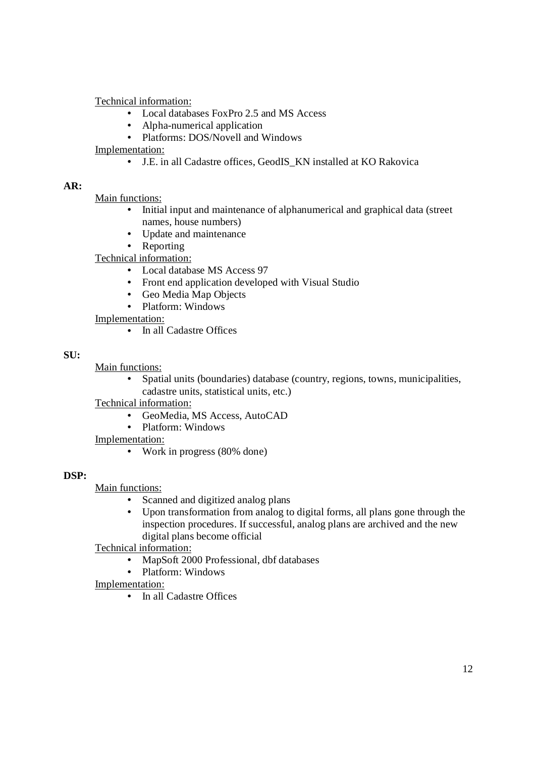<u>Technical information:</u>

- Local databases FoxPro 2.5 and MS Access
- Alpha-numerical application
- Platforms: DOS/Novell and Windows

<u>Implementation:</u>

- J.E. in all Cadastre offices, GeodIS_KN installed at KO Rakovica

**AR:**

<u>Main functions:</u>

- Initial input and maintenance of alphanumerical and graphical data (street names, house numbers)
- Update and maintenance
- Reporting

<u>Technical information:</u>

- Local database MS Access 97
- Front end application developed with Visual Studio
- Geo Media Map Objects
- Platform: Windows

<u>Implementation:</u>

- In all Cadastre Offices

**SU:**

<u>Main functions:</u>

- Spatial units (boundaries) database (country, regions, towns, municipalities, cadastre units, statistical units, etc.)

<u>Technical information:</u>

- GeoMedia, MS Access, AutoCAD
- Platform: Windows

<u>Implementation:</u>

- Work in progress (80% done)

**DSP:**

<u>Main functions:</u>

- Scanned and digitized analog plans
- Upon transformation from analog to digital forms, all plans gone through the inspection procedures. If successful, analog plans are archived and the new digital plans become official

<u>Technical information:</u>

- MapSoft 2000 Professional, dbf databases
- Platform: Windows

<u>Implementation:</u>

- In all Cadastre Offices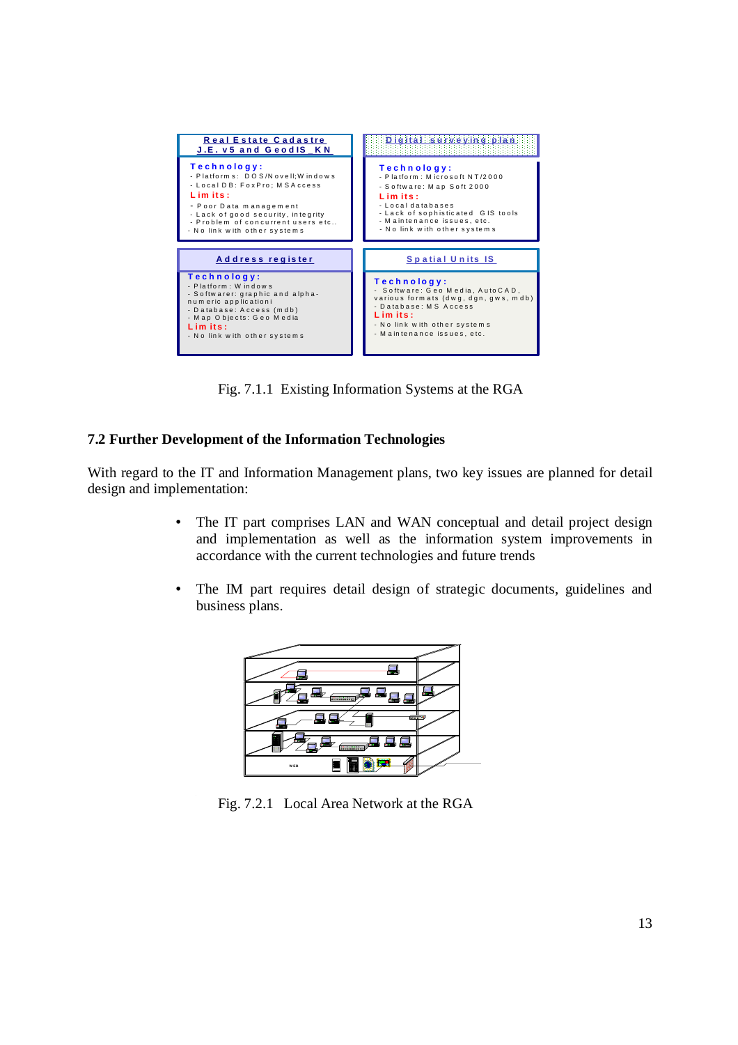**Real Estate Cadastre J.E. v5 and GeodIS_KN**

**Technology:**
- Platforms: DOS/Novell;Windows
- Local DB: FoxPro; MSAccess

**Limits:**
- Poor Data management
- Lack of good security, integrity
- Problem of concurrent users etc..
- No link with other systems

**Digital surveying plan**

**Technology:**
- Platform: Microsoft NT/2000
- Software: Map Soft 2000

**Limits:**
- Local databases
- Lack of sophisticated GIS tools
- Maintenance issues, etc.
- No link with other systems

**Address register**

**Technology:**
- Platform: Windows
- Softwarer: graphic and alpha-numeric applicationi
- Database: Access (mdb)
- Map Objects: Geo Media

**Limits:**
- No link with other systems

**Spatial Units IS**

**Technology:**
- Software: Geo Media, AutoCAD, various formats (dwg, dgn, gws, mdb)
- Database: MS Access

**Limits:**
- No link with other systems
- Maintenance issues, etc.

Fig. 7.1.1 Existing Information Systems at the RGA

## 7.2 Further Development of the Information Technologies

With regard to the IT and Information Management plans, two key issues are planned for detail design and implementation:

- The IT part comprises LAN and WAN conceptual and detail project design and implementation as well as the information system improvements in accordance with the current technologies and future trends
- The IM part requires detail design of strategic documents, guidelines and business plans.

Fig. 7.2.1 Local Area Network at the RGA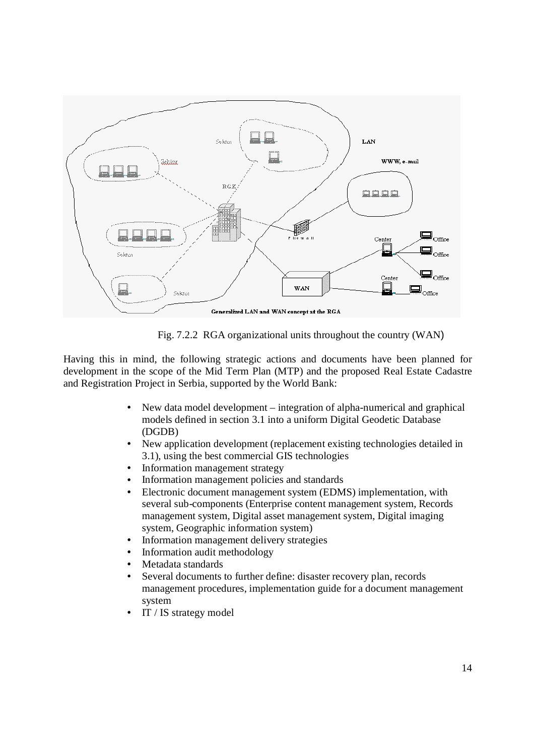Fig. 7.2.2 RGA organizational units throughout the country (WAN)

Having this in mind, the following strategic actions and documents have been planned for development in the scope of the Mid Term Plan (MTP) and the proposed Real Estate Cadastre and Registration Project in Serbia, supported by the World Bank:

- New data model development – integration of alpha-numerical and graphical models defined in section 3.1 into a uniform Digital Geodetic Database (DGDB)
- New application development (replacement existing technologies detailed in 3.1), using the best commercial GIS technologies
- Information management strategy
- Information management policies and standards
- Electronic document management system (EDMS) implementation, with several sub-components (Enterprise content management system, Records management system, Digital asset management system, Digital imaging system, Geographic information system)
- Information management delivery strategies
- Information audit methodology
- Metadata standards
- Several documents to further define: disaster recovery plan, records management procedures, implementation guide for a document management system
- IT / IS strategy model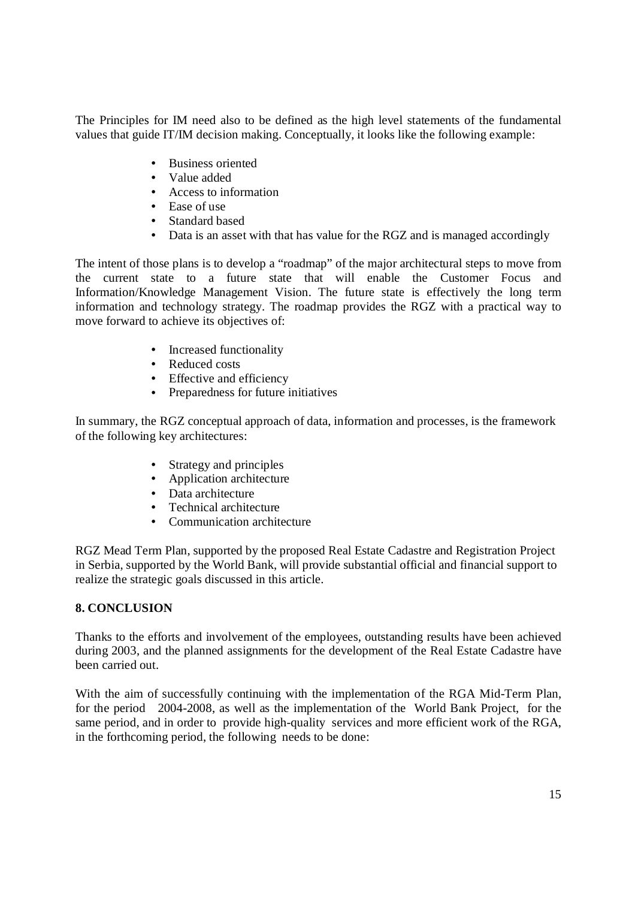The Principles for IM need also to be defined as the high level statements of the fundamental values that guide IT/IM decision making. Conceptually, it looks like the following example:

- Business oriented
- Value added
- Access to information
- Ease of use
- Standard based
- Data is an asset with that has value for the RGZ and is managed accordingly

The intent of those plans is to develop a "roadmap" of the major architectural steps to move from the current state to a future state that will enable the Customer Focus and Information/Knowledge Management Vision. The future state is effectively the long term information and technology strategy. The roadmap provides the RGZ with a practical way to move forward to achieve its objectives of:

- Increased functionality
- Reduced costs
- Effective and efficiency
- Preparedness for future initiatives

In summary, the RGZ conceptual approach of data, information and processes, is the framework of the following key architectures:

- Strategy and principles
- Application architecture
- Data architecture
- Technical architecture
- Communication architecture

RGZ Mead Term Plan, supported by the proposed Real Estate Cadastre and Registration Project in Serbia, supported by the World Bank, will provide substantial official and financial support to realize the strategic goals discussed in this article.

## 8. CONCLUSION

Thanks to the efforts and involvement of the employees, outstanding results have been achieved during 2003, and the planned assignments for the development of the Real Estate Cadastre have been carried out.

With the aim of successfully continuing with the implementation of the RGA Mid-Term Plan, for the period 2004-2008, as well as the implementation of the World Bank Project, for the same period, and in order to provide high-quality services and more efficient work of the RGA, in the forthcoming period, the following needs to be done: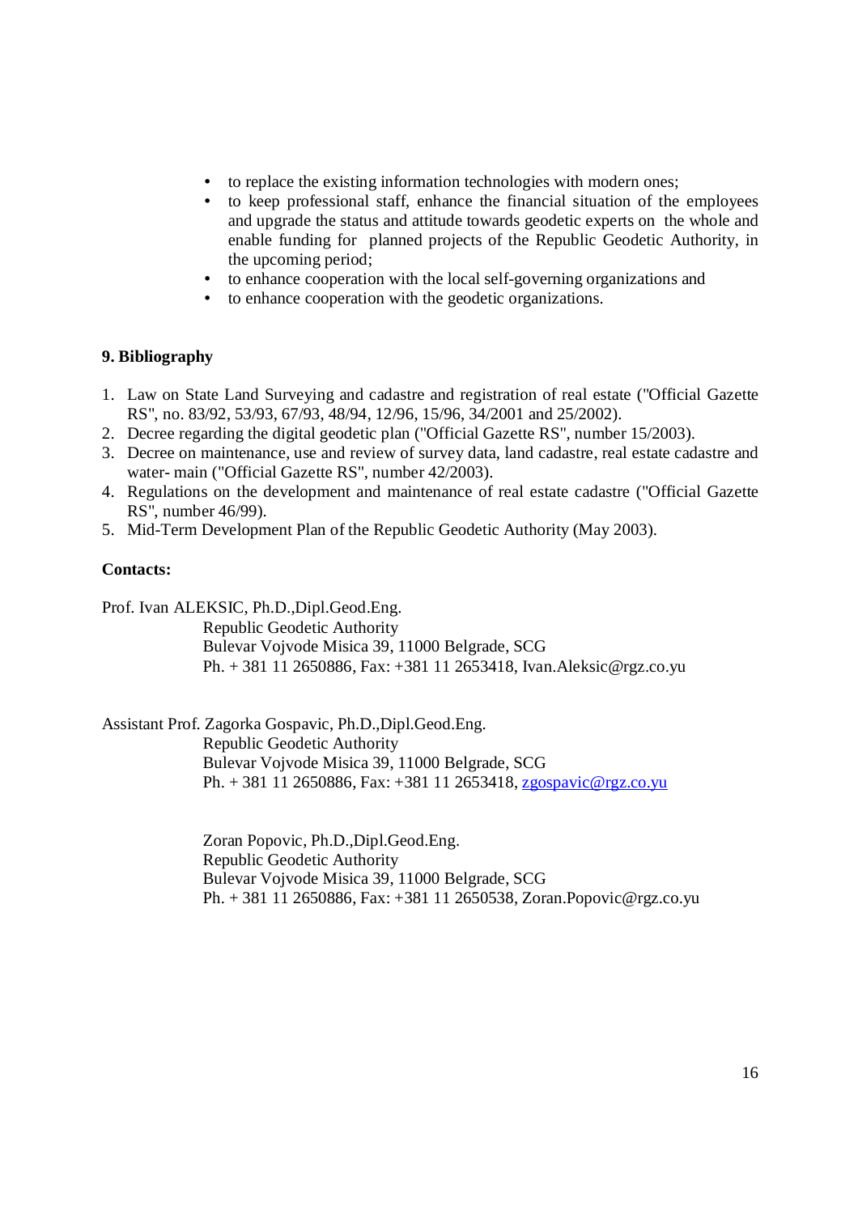- to replace the existing information technologies with modern ones;
- to keep professional staff, enhance the financial situation of the employees and upgrade the status and attitude towards geodetic experts on the whole and enable funding for planned projects of the Republic Geodetic Authority, in the upcoming period;
- to enhance cooperation with the local self-governing organizations and
- to enhance cooperation with the geodetic organizations.

## 9. Bibliography

1. Law on State Land Surveying and cadastre and registration of real estate ("Official Gazette RS", no. 83/92, 53/93, 67/93, 48/94, 12/96, 15/96, 34/2001 and 25/2002).
2. Decree regarding the digital geodetic plan ("Official Gazette RS", number 15/2003).
3. Decree on maintenance, use and review of survey data, land cadastre, real estate cadastre and water- main ("Official Gazette RS", number 42/2003).
4. Regulations on the development and maintenance of real estate cadastre ("Official Gazette RS", number 46/99).
5. Mid-Term Development Plan of the Republic Geodetic Authority (May 2003).

**Contacts:**

Prof. Ivan ALEKSIC, Ph.D.,Dipl.Geod.Eng.
Republic Geodetic Authority
Bulevar Vojvode Misica 39, 11000 Belgrade, SCG
Ph. + 381 11 2650886, Fax: +381 11 2653418, Ivan.Aleksic@rgz.co.yu

Assistant Prof. Zagorka Gospavic, Ph.D.,Dipl.Geod.Eng.
Republic Geodetic Authority
Bulevar Vojvode Misica 39, 11000 Belgrade, SCG
Ph. + 381 11 2650886, Fax: +381 11 2653418, zgospavic@rgz.co.yu

Zoran Popovic, Ph.D.,Dipl.Geod.Eng.
Republic Geodetic Authority
Bulevar Vojvode Misica 39, 11000 Belgrade, SCG
Ph. + 381 11 2650886, Fax: +381 11 2650538, Zoran.Popovic@rgz.co.yu